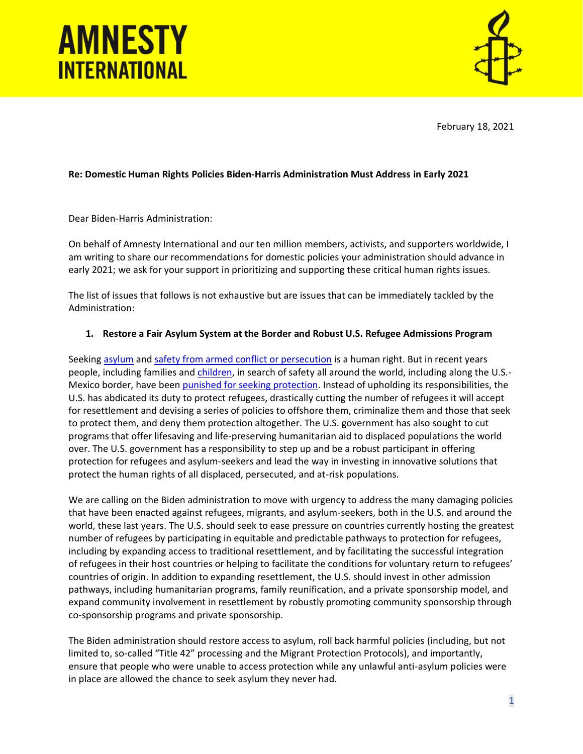# AMNESTY INTERNATIONAL

February 18, 2021

**Re: Domestic Human Rights Policies Biden-Harris Administration Must Address in Early 2021**

Dear Biden-Harris Administration:

On behalf of Amnesty International and our ten million members, activists, and supporters worldwide, I am writing to share our recommendations for domestic policies your administration should advance in early 2021; we ask for your support in prioritizing and supporting these critical human rights issues.

The list of issues that follows is not exhaustive but are issues that can be immediately tackled by the Administration:

**1. Restore a Fair Asylum System at the Border and Robust U.S. Refugee Admissions Program**

Seeking asylum and safety from armed conflict or persecution is a human right. But in recent years people, including families and children, in search of safety all around the world, including along the U.S.-Mexico border, have been punished for seeking protection. Instead of upholding its responsibilities, the U.S. has abdicated its duty to protect refugees, drastically cutting the number of refugees it will accept for resettlement and devising a series of policies to offshore them, criminalize them and those that seek to protect them, and deny them protection altogether. The U.S. government has also sought to cut programs that offer lifesaving and life-preserving humanitarian aid to displaced populations the world over. The U.S. government has a responsibility to step up and be a robust participant in offering protection for refugees and asylum-seekers and lead the way in investing in innovative solutions that protect the human rights of all displaced, persecuted, and at-risk populations.

We are calling on the Biden administration to move with urgency to address the many damaging policies that have been enacted against refugees, migrants, and asylum-seekers, both in the U.S. and around the world, these last years. The U.S. should seek to ease pressure on countries currently hosting the greatest number of refugees by participating in equitable and predictable pathways to protection for refugees, including by expanding access to traditional resettlement, and by facilitating the successful integration of refugees in their host countries or helping to facilitate the conditions for voluntary return to refugees' countries of origin. In addition to expanding resettlement, the U.S. should invest in other admission pathways, including humanitarian programs, family reunification, and a private sponsorship model, and expand community involvement in resettlement by robustly promoting community sponsorship through co-sponsorship programs and private sponsorship.

The Biden administration should restore access to asylum, roll back harmful policies (including, but not limited to, so-called "Title 42" processing and the Migrant Protection Protocols), and importantly, ensure that people who were unable to access protection while any unlawful anti-asylum policies were in place are allowed the chance to seek asylum they never had.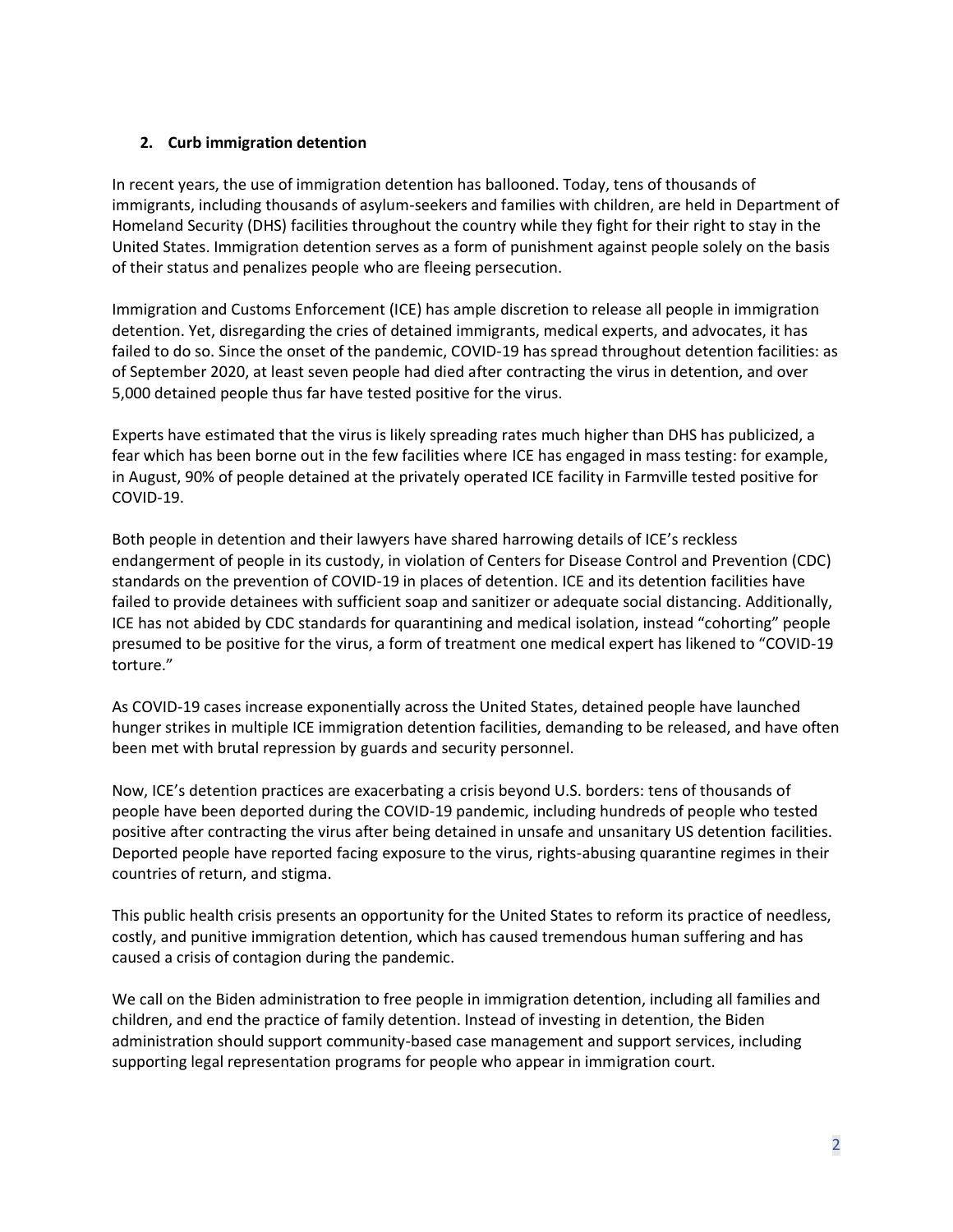## 2. Curb immigration detention

In recent years, the use of immigration detention has ballooned. Today, tens of thousands of immigrants, including thousands of asylum-seekers and families with children, are held in Department of Homeland Security (DHS) facilities throughout the country while they fight for their right to stay in the United States. Immigration detention serves as a form of punishment against people solely on the basis of their status and penalizes people who are fleeing persecution.

Immigration and Customs Enforcement (ICE) has ample discretion to release all people in immigration detention. Yet, disregarding the cries of detained immigrants, medical experts, and advocates, it has failed to do so. Since the onset of the pandemic, COVID-19 has spread throughout detention facilities: as of September 2020, at least seven people had died after contracting the virus in detention, and over 5,000 detained people thus far have tested positive for the virus.

Experts have estimated that the virus is likely spreading rates much higher than DHS has publicized, a fear which has been borne out in the few facilities where ICE has engaged in mass testing: for example, in August, 90% of people detained at the privately operated ICE facility in Farmville tested positive for COVID-19.

Both people in detention and their lawyers have shared harrowing details of ICE's reckless endangerment of people in its custody, in violation of Centers for Disease Control and Prevention (CDC) standards on the prevention of COVID-19 in places of detention. ICE and its detention facilities have failed to provide detainees with sufficient soap and sanitizer or adequate social distancing. Additionally, ICE has not abided by CDC standards for quarantining and medical isolation, instead "cohorting" people presumed to be positive for the virus, a form of treatment one medical expert has likened to "COVID-19 torture."

As COVID-19 cases increase exponentially across the United States, detained people have launched hunger strikes in multiple ICE immigration detention facilities, demanding to be released, and have often been met with brutal repression by guards and security personnel.

Now, ICE's detention practices are exacerbating a crisis beyond U.S. borders: tens of thousands of people have been deported during the COVID-19 pandemic, including hundreds of people who tested positive after contracting the virus after being detained in unsafe and unsanitary US detention facilities. Deported people have reported facing exposure to the virus, rights-abusing quarantine regimes in their countries of return, and stigma.

This public health crisis presents an opportunity for the United States to reform its practice of needless, costly, and punitive immigration detention, which has caused tremendous human suffering and has caused a crisis of contagion during the pandemic.

We call on the Biden administration to free people in immigration detention, including all families and children, and end the practice of family detention. Instead of investing in detention, the Biden administration should support community-based case management and support services, including supporting legal representation programs for people who appear in immigration court.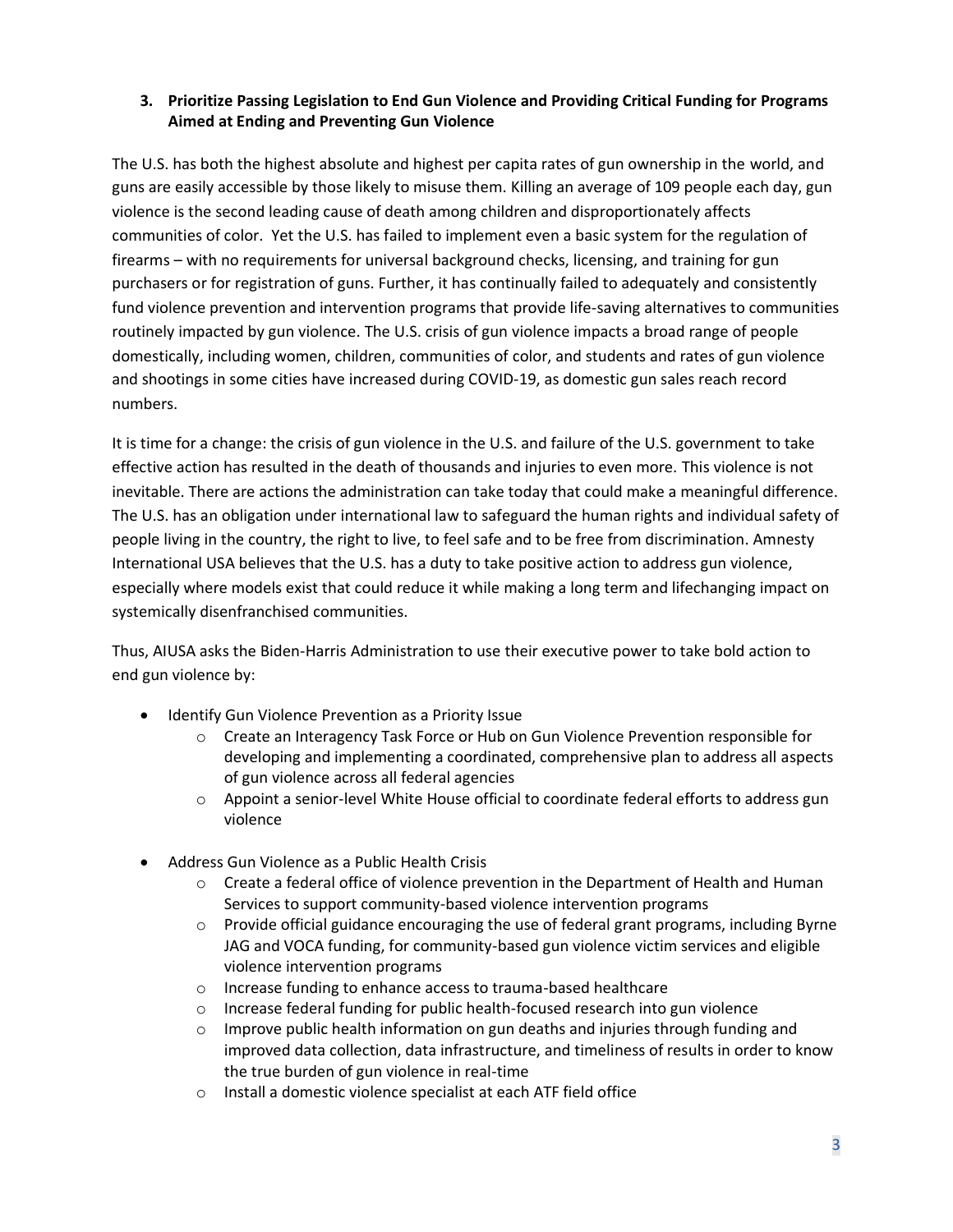### 3. Prioritize Passing Legislation to End Gun Violence and Providing Critical Funding for Programs Aimed at Ending and Preventing Gun Violence

The U.S. has both the highest absolute and highest per capita rates of gun ownership in the world, and guns are easily accessible by those likely to misuse them. Killing an average of 109 people each day, gun violence is the second leading cause of death among children and disproportionately affects communities of color. Yet the U.S. has failed to implement even a basic system for the regulation of firearms – with no requirements for universal background checks, licensing, and training for gun purchasers or for registration of guns. Further, it has continually failed to adequately and consistently fund violence prevention and intervention programs that provide life-saving alternatives to communities routinely impacted by gun violence. The U.S. crisis of gun violence impacts a broad range of people domestically, including women, children, communities of color, and students and rates of gun violence and shootings in some cities have increased during COVID-19, as domestic gun sales reach record numbers.

It is time for a change: the crisis of gun violence in the U.S. and failure of the U.S. government to take effective action has resulted in the death of thousands and injuries to even more. This violence is not inevitable. There are actions the administration can take today that could make a meaningful difference. The U.S. has an obligation under international law to safeguard the human rights and individual safety of people living in the country, the right to live, to feel safe and to be free from discrimination. Amnesty International USA believes that the U.S. has a duty to take positive action to address gun violence, especially where models exist that could reduce it while making a long term and lifechanging impact on systemically disenfranchised communities.

Thus, AIUSA asks the Biden-Harris Administration to use their executive power to take bold action to end gun violence by:

- Identify Gun Violence Prevention as a Priority Issue
  - Create an Interagency Task Force or Hub on Gun Violence Prevention responsible for developing and implementing a coordinated, comprehensive plan to address all aspects of gun violence across all federal agencies
  - Appoint a senior-level White House official to coordinate federal efforts to address gun violence
- Address Gun Violence as a Public Health Crisis
  - Create a federal office of violence prevention in the Department of Health and Human Services to support community-based violence intervention programs
  - Provide official guidance encouraging the use of federal grant programs, including Byrne JAG and VOCA funding, for community-based gun violence victim services and eligible violence intervention programs
  - Increase funding to enhance access to trauma-based healthcare
  - Increase federal funding for public health-focused research into gun violence
  - Improve public health information on gun deaths and injuries through funding and improved data collection, data infrastructure, and timeliness of results in order to know the true burden of gun violence in real-time
  - Install a domestic violence specialist at each ATF field office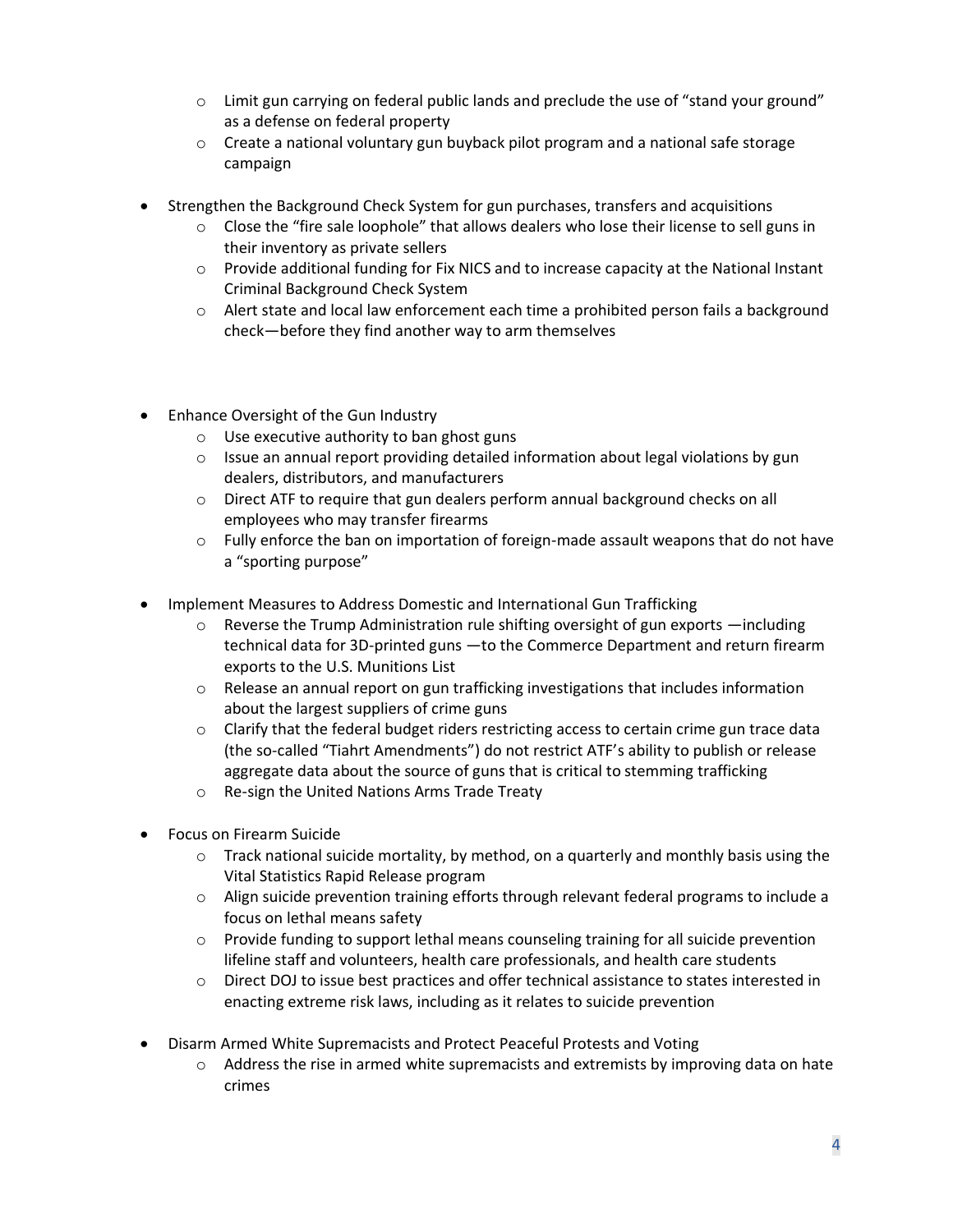- Limit gun carrying on federal public lands and preclude the use of "stand your ground" as a defense on federal property
- Create a national voluntary gun buyback pilot program and a national safe storage campaign

- Strengthen the Background Check System for gun purchases, transfers and acquisitions
  - Close the "fire sale loophole" that allows dealers who lose their license to sell guns in their inventory as private sellers
  - Provide additional funding for Fix NICS and to increase capacity at the National Instant Criminal Background Check System
  - Alert state and local law enforcement each time a prohibited person fails a background check—before they find another way to arm themselves

- Enhance Oversight of the Gun Industry
  - Use executive authority to ban ghost guns
  - Issue an annual report providing detailed information about legal violations by gun dealers, distributors, and manufacturers
  - Direct ATF to require that gun dealers perform annual background checks on all employees who may transfer firearms
  - Fully enforce the ban on importation of foreign-made assault weapons that do not have a "sporting purpose"

- Implement Measures to Address Domestic and International Gun Trafficking
  - Reverse the Trump Administration rule shifting oversight of gun exports —including technical data for 3D-printed guns —to the Commerce Department and return firearm exports to the U.S. Munitions List
  - Release an annual report on gun trafficking investigations that includes information about the largest suppliers of crime guns
  - Clarify that the federal budget riders restricting access to certain crime gun trace data (the so-called "Tiahrt Amendments") do not restrict ATF's ability to publish or release aggregate data about the source of guns that is critical to stemming trafficking
  - Re-sign the United Nations Arms Trade Treaty

- Focus on Firearm Suicide
  - Track national suicide mortality, by method, on a quarterly and monthly basis using the Vital Statistics Rapid Release program
  - Align suicide prevention training efforts through relevant federal programs to include a focus on lethal means safety
  - Provide funding to support lethal means counseling training for all suicide prevention lifeline staff and volunteers, health care professionals, and health care students
  - Direct DOJ to issue best practices and offer technical assistance to states interested in enacting extreme risk laws, including as it relates to suicide prevention

- Disarm Armed White Supremacists and Protect Peaceful Protests and Voting
  - Address the rise in armed white supremacists and extremists by improving data on hate crimes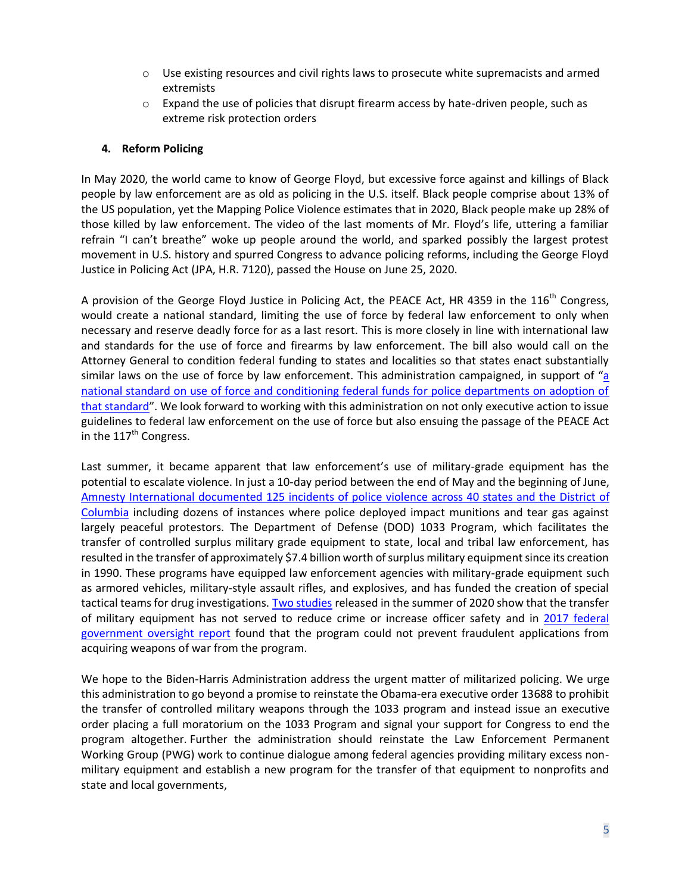- Use existing resources and civil rights laws to prosecute white supremacists and armed extremists
- Expand the use of policies that disrupt firearm access by hate-driven people, such as extreme risk protection orders

### 4. Reform Policing

In May 2020, the world came to know of George Floyd, but excessive force against and killings of Black people by law enforcement are as old as policing in the U.S. itself. Black people comprise about 13% of the US population, yet the Mapping Police Violence estimates that in 2020, Black people make up 28% of those killed by law enforcement. The video of the last moments of Mr. Floyd's life, uttering a familiar refrain "I can't breathe" woke up people around the world, and sparked possibly the largest protest movement in U.S. history and spurred Congress to advance policing reforms, including the George Floyd Justice in Policing Act (JPA, H.R. 7120), passed the House on June 25, 2020.

A provision of the George Floyd Justice in Policing Act, the PEACE Act, HR 4359 in the 116th Congress, would create a national standard, limiting the use of force by federal law enforcement to only when necessary and reserve deadly force for as a last resort. This is more closely in line with international law and standards for the use of force and firearms by law enforcement. The bill also would call on the Attorney General to condition federal funding to states and localities so that states enact substantially similar laws on the use of force by law enforcement. This administration campaigned, in support of "a national standard on use of force and conditioning federal funds for police departments on adoption of that standard". We look forward to working with this administration on not only executive action to issue guidelines to federal law enforcement on the use of force but also ensuing the passage of the PEACE Act in the 117th Congress.

Last summer, it became apparent that law enforcement's use of military-grade equipment has the potential to escalate violence. In just a 10-day period between the end of May and the beginning of June, Amnesty International documented 125 incidents of police violence across 40 states and the District of Columbia including dozens of instances where police deployed impact munitions and tear gas against largely peaceful protestors. The Department of Defense (DOD) 1033 Program, which facilitates the transfer of controlled surplus military grade equipment to state, local and tribal law enforcement, has resulted in the transfer of approximately $7.4 billion worth of surplus military equipment since its creation in 1990. These programs have equipped law enforcement agencies with military-grade equipment such as armored vehicles, military-style assault rifles, and explosives, and has funded the creation of special tactical teams for drug investigations. Two studies released in the summer of 2020 show that the transfer of military equipment has not served to reduce crime or increase officer safety and in 2017 federal government oversight report found that the program could not prevent fraudulent applications from acquiring weapons of war from the program.

We hope to the Biden-Harris Administration address the urgent matter of militarized policing. We urge this administration to go beyond a promise to reinstate the Obama-era executive order 13688 to prohibit the transfer of controlled military weapons through the 1033 program and instead issue an executive order placing a full moratorium on the 1033 Program and signal your support for Congress to end the program altogether. Further the administration should reinstate the Law Enforcement Permanent Working Group (PWG) work to continue dialogue among federal agencies providing military excess non-military equipment and establish a new program for the transfer of that equipment to nonprofits and state and local governments,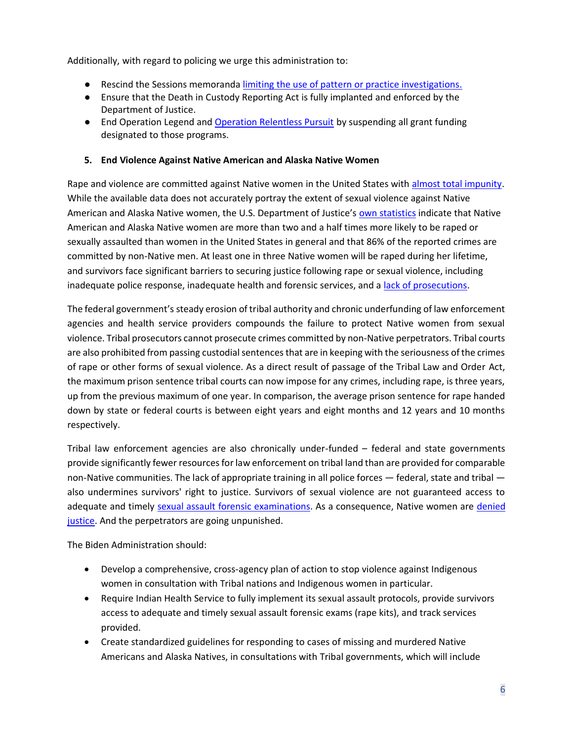Additionally, with regard to policing we urge this administration to:

- Rescind the Sessions memoranda limiting the use of pattern or practice investigations.
- Ensure that the Death in Custody Reporting Act is fully implanted and enforced by the Department of Justice.
- End Operation Legend and Operation Relentless Pursuit by suspending all grant funding designated to those programs.

**5. End Violence Against Native American and Alaska Native Women**

Rape and violence are committed against Native women in the United States with almost total impunity. While the available data does not accurately portray the extent of sexual violence against Native American and Alaska Native women, the U.S. Department of Justice's own statistics indicate that Native American and Alaska Native women are more than two and a half times more likely to be raped or sexually assaulted than women in the United States in general and that 86% of the reported crimes are committed by non-Native men. At least one in three Native women will be raped during her lifetime, and survivors face significant barriers to securing justice following rape or sexual violence, including inadequate police response, inadequate health and forensic services, and a lack of prosecutions.

The federal government's steady erosion of tribal authority and chronic underfunding of law enforcement agencies and health service providers compounds the failure to protect Native women from sexual violence. Tribal prosecutors cannot prosecute crimes committed by non-Native perpetrators. Tribal courts are also prohibited from passing custodial sentences that are in keeping with the seriousness of the crimes of rape or other forms of sexual violence. As a direct result of passage of the Tribal Law and Order Act, the maximum prison sentence tribal courts can now impose for any crimes, including rape, is three years, up from the previous maximum of one year. In comparison, the average prison sentence for rape handed down by state or federal courts is between eight years and eight months and 12 years and 10 months respectively.

Tribal law enforcement agencies are also chronically under-funded – federal and state governments provide significantly fewer resources for law enforcement on tribal land than are provided for comparable non-Native communities. The lack of appropriate training in all police forces — federal, state and tribal — also undermines survivors' right to justice. Survivors of sexual violence are not guaranteed access to adequate and timely sexual assault forensic examinations. As a consequence, Native women are denied justice. And the perpetrators are going unpunished.

The Biden Administration should:

- Develop a comprehensive, cross-agency plan of action to stop violence against Indigenous women in consultation with Tribal nations and Indigenous women in particular.
- Require Indian Health Service to fully implement its sexual assault protocols, provide survivors access to adequate and timely sexual assault forensic exams (rape kits), and track services provided.
- Create standardized guidelines for responding to cases of missing and murdered Native Americans and Alaska Natives, in consultations with Tribal governments, which will include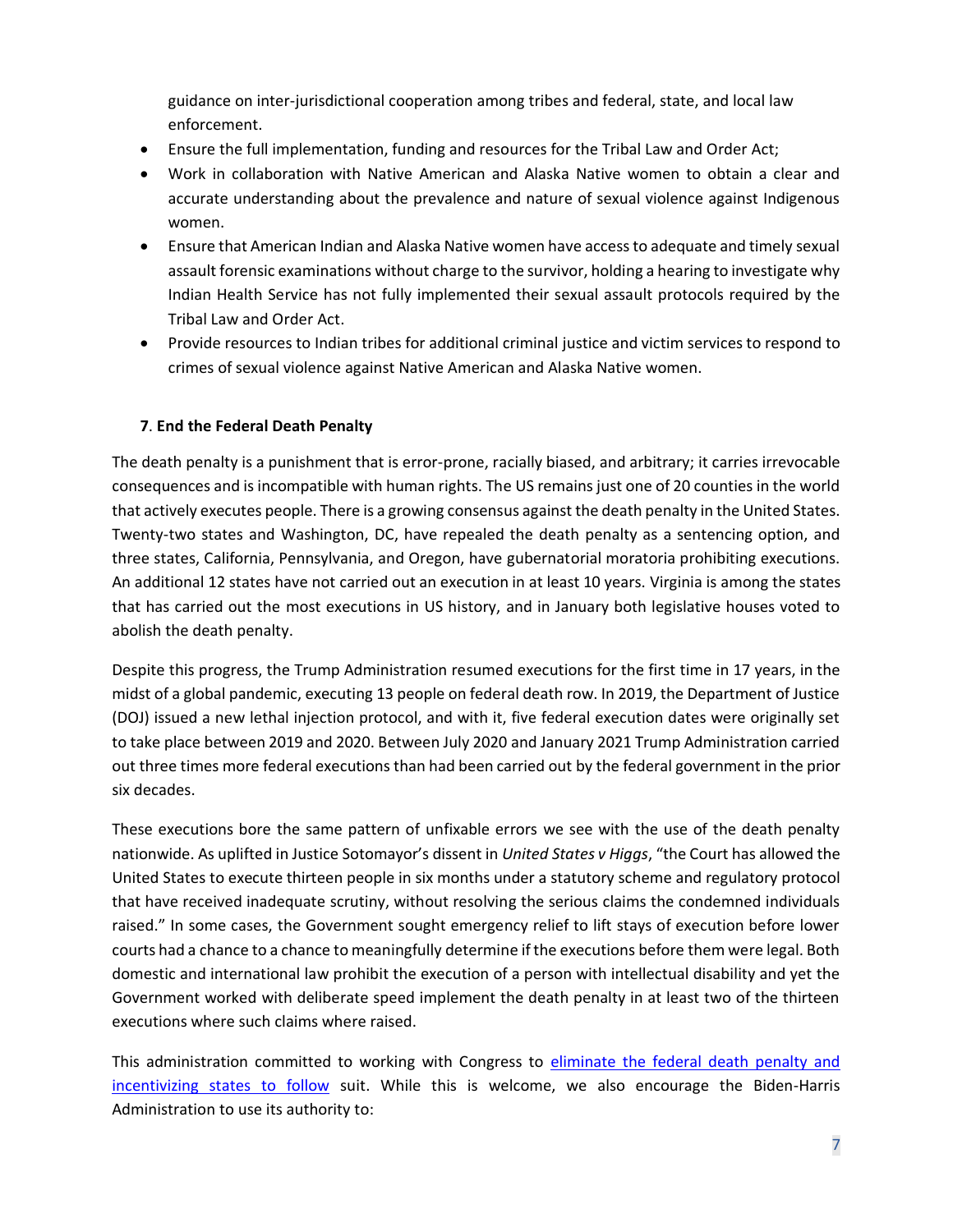guidance on inter-jurisdictional cooperation among tribes and federal, state, and local law enforcement.

- Ensure the full implementation, funding and resources for the Tribal Law and Order Act;
- Work in collaboration with Native American and Alaska Native women to obtain a clear and accurate understanding about the prevalence and nature of sexual violence against Indigenous women.
- Ensure that American Indian and Alaska Native women have access to adequate and timely sexual assault forensic examinations without charge to the survivor, holding a hearing to investigate why Indian Health Service has not fully implemented their sexual assault protocols required by the Tribal Law and Order Act.
- Provide resources to Indian tribes for additional criminal justice and victim services to respond to crimes of sexual violence against Native American and Alaska Native women.

**7. End the Federal Death Penalty**

The death penalty is a punishment that is error-prone, racially biased, and arbitrary; it carries irrevocable consequences and is incompatible with human rights. The US remains just one of 20 counties in the world that actively executes people. There is a growing consensus against the death penalty in the United States. Twenty-two states and Washington, DC, have repealed the death penalty as a sentencing option, and three states, California, Pennsylvania, and Oregon, have gubernatorial moratoria prohibiting executions. An additional 12 states have not carried out an execution in at least 10 years. Virginia is among the states that has carried out the most executions in US history, and in January both legislative houses voted to abolish the death penalty.

Despite this progress, the Trump Administration resumed executions for the first time in 17 years, in the midst of a global pandemic, executing 13 people on federal death row. In 2019, the Department of Justice (DOJ) issued a new lethal injection protocol, and with it, five federal execution dates were originally set to take place between 2019 and 2020. Between July 2020 and January 2021 Trump Administration carried out three times more federal executions than had been carried out by the federal government in the prior six decades.

These executions bore the same pattern of unfixable errors we see with the use of the death penalty nationwide. As uplifted in Justice Sotomayor's dissent in *United States v Higgs*, "the Court has allowed the United States to execute thirteen people in six months under a statutory scheme and regulatory protocol that have received inadequate scrutiny, without resolving the serious claims the condemned individuals raised." In some cases, the Government sought emergency relief to lift stays of execution before lower courts had a chance to a chance to meaningfully determine if the executions before them were legal. Both domestic and international law prohibit the execution of a person with intellectual disability and yet the Government worked with deliberate speed implement the death penalty in at least two of the thirteen executions where such claims where raised.

This administration committed to working with Congress to [eliminate the federal death penalty and incentivizing states to follow](#) suit. While this is welcome, we also encourage the Biden-Harris Administration to use its authority to: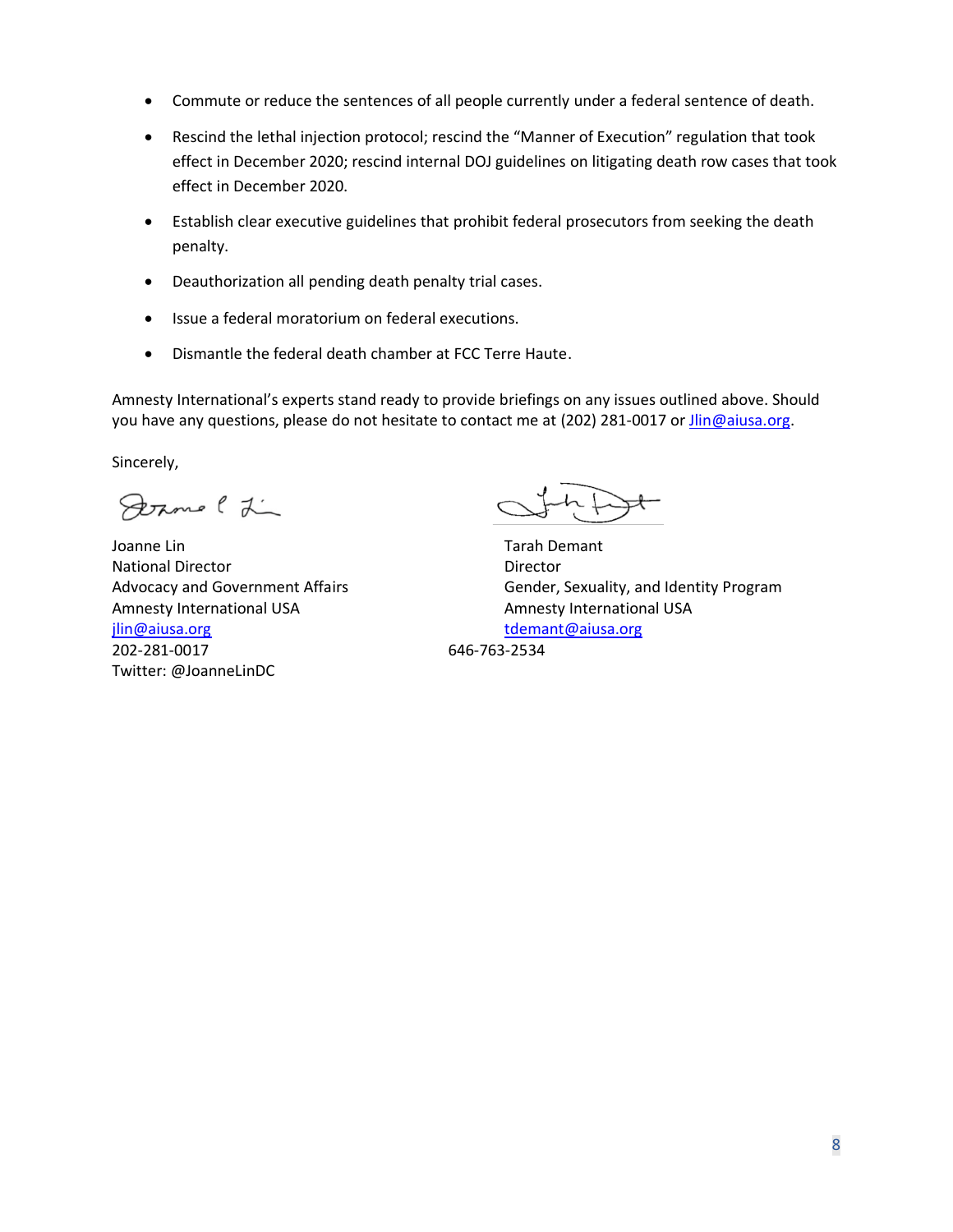- Commute or reduce the sentences of all people currently under a federal sentence of death.
- Rescind the lethal injection protocol; rescind the "Manner of Execution" regulation that took effect in December 2020; rescind internal DOJ guidelines on litigating death row cases that took effect in December 2020.
- Establish clear executive guidelines that prohibit federal prosecutors from seeking the death penalty.
- Deauthorization all pending death penalty trial cases.
- Issue a federal moratorium on federal executions.
- Dismantle the federal death chamber at FCC Terre Haute.

Amnesty International's experts stand ready to provide briefings on any issues outlined above. Should you have any questions, please do not hesitate to contact me at (202) 281-0017 or Jlin@aiusa.org.

Sincerely,

Joanne Lin
National Director
Advocacy and Government Affairs
Amnesty International USA
jlin@aiusa.org
202-281-0017
Twitter: @JoanneLinDC

Tarah Demant
Director
Gender, Sexuality, and Identity Program
Amnesty International USA
tdemant@aiusa.org
646-763-2534